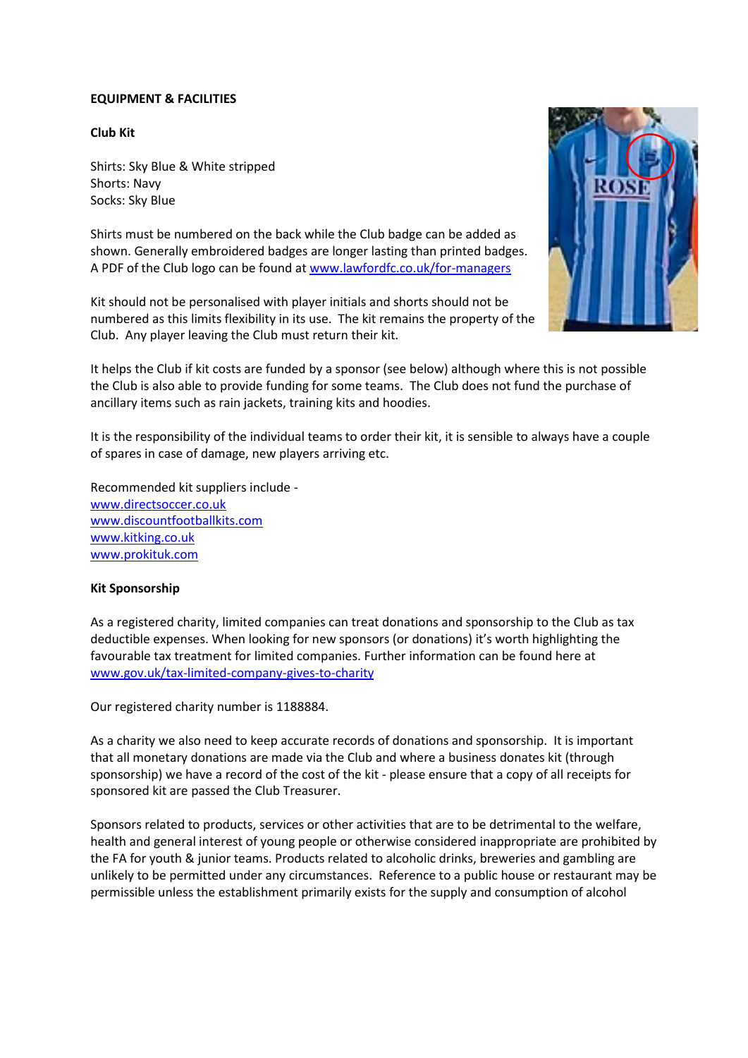**EQUIPMENT & FACILITIES**

**Club Kit**

Shirts: Sky Blue & White stripped
Shorts: Navy
Socks: Sky Blue

Shirts must be numbered on the back while the Club badge can be added as shown. Generally embroidered badges are longer lasting than printed badges. A PDF of the Club logo can be found at [www.lawfordfc.co.uk/for-managers](http://www.lawfordfc.co.uk/for-managers)

Kit should not be personalised with player initials and shorts should not be numbered as this limits flexibility in its use. The kit remains the property of the Club. Any player leaving the Club must return their kit.

It helps the Club if kit costs are funded by a sponsor (see below) although where this is not possible the Club is also able to provide funding for some teams. The Club does not fund the purchase of ancillary items such as rain jackets, training kits and hoodies.

It is the responsibility of the individual teams to order their kit, it is sensible to always have a couple of spares in case of damage, new players arriving etc.

Recommended kit suppliers include -
[www.directsoccer.co.uk](http://www.directsoccer.co.uk)
[www.discountfootballkits.com](http://www.discountfootballkits.com)
[www.kitking.co.uk](http://www.kitking.co.uk)
[www.prokituk.com](http://www.prokituk.com)

**Kit Sponsorship**

As a registered charity, limited companies can treat donations and sponsorship to the Club as tax deductible expenses. When looking for new sponsors (or donations) it's worth highlighting the favourable tax treatment for limited companies. Further information can be found here at [www.gov.uk/tax-limited-company-gives-to-charity](http://www.gov.uk/tax-limited-company-gives-to-charity)

Our registered charity number is 1188884.

As a charity we also need to keep accurate records of donations and sponsorship. It is important that all monetary donations are made via the Club and where a business donates kit (through sponsorship) we have a record of the cost of the kit - please ensure that a copy of all receipts for sponsored kit are passed the Club Treasurer.

Sponsors related to products, services or other activities that are to be detrimental to the welfare, health and general interest of young people or otherwise considered inappropriate are prohibited by the FA for youth & junior teams. Products related to alcoholic drinks, breweries and gambling are unlikely to be permitted under any circumstances. Reference to a public house or restaurant may be permissible unless the establishment primarily exists for the supply and consumption of alcohol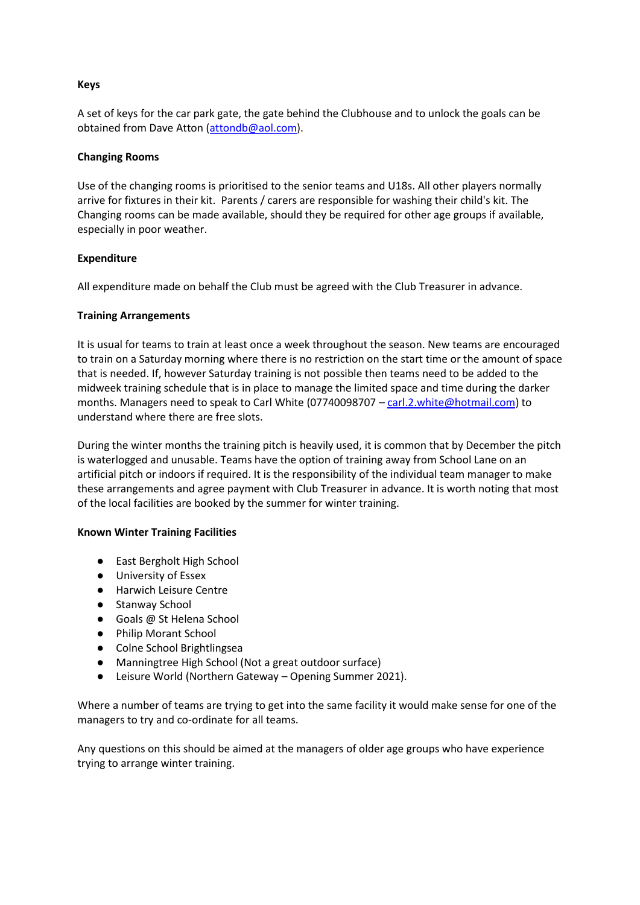**Keys**

A set of keys for the car park gate, the gate behind the Clubhouse and to unlock the goals can be obtained from Dave Atton (attondb@aol.com).

**Changing Rooms**

Use of the changing rooms is prioritised to the senior teams and U18s. All other players normally arrive for fixtures in their kit. Parents / carers are responsible for washing their child's kit. The Changing rooms can be made available, should they be required for other age groups if available, especially in poor weather.

**Expenditure**

All expenditure made on behalf the Club must be agreed with the Club Treasurer in advance.

**Training Arrangements**

It is usual for teams to train at least once a week throughout the season. New teams are encouraged to train on a Saturday morning where there is no restriction on the start time or the amount of space that is needed. If, however Saturday training is not possible then teams need to be added to the midweek training schedule that is in place to manage the limited space and time during the darker months. Managers need to speak to Carl White (07740098707 – carl.2.white@hotmail.com) to understand where there are free slots.

During the winter months the training pitch is heavily used, it is common that by December the pitch is waterlogged and unusable. Teams have the option of training away from School Lane on an artificial pitch or indoors if required. It is the responsibility of the individual team manager to make these arrangements and agree payment with Club Treasurer in advance. It is worth noting that most of the local facilities are booked by the summer for winter training.

**Known Winter Training Facilities**

- East Bergholt High School
- University of Essex
- Harwich Leisure Centre
- Stanway School
- Goals @ St Helena School
- Philip Morant School
- Colne School Brightlingsea
- Manningtree High School (Not a great outdoor surface)
- Leisure World (Northern Gateway – Opening Summer 2021).

Where a number of teams are trying to get into the same facility it would make sense for one of the managers to try and co-ordinate for all teams.

Any questions on this should be aimed at the managers of older age groups who have experience trying to arrange winter training.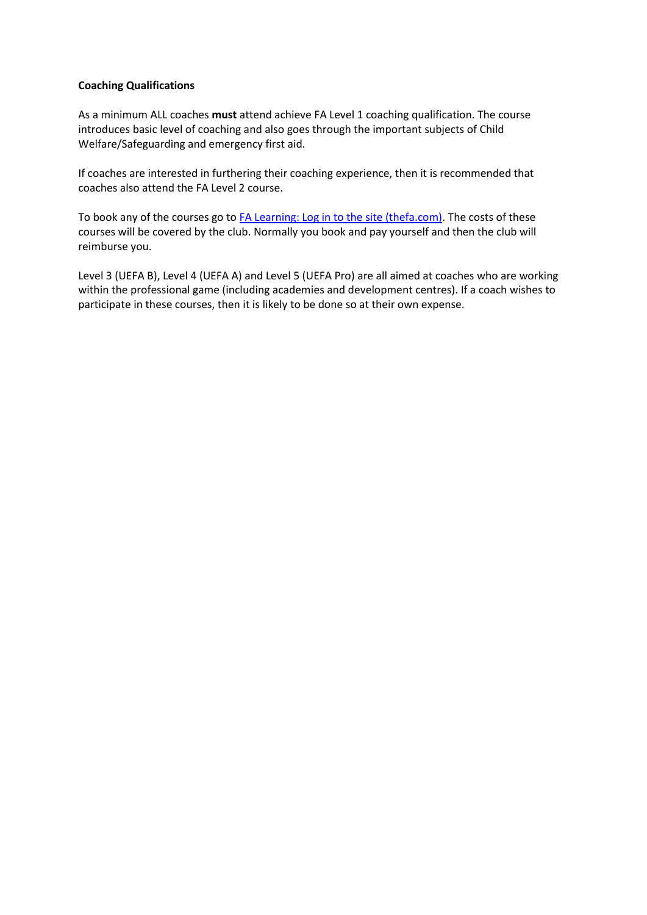**Coaching Qualifications**

As a minimum ALL coaches **must** attend achieve FA Level 1 coaching qualification. The course introduces basic level of coaching and also goes through the important subjects of Child Welfare/Safeguarding and emergency first aid.

If coaches are interested in furthering their coaching experience, then it is recommended that coaches also attend the FA Level 2 course.

To book any of the courses go to [FA Learning: Log in to the site (thefa.com)](). The costs of these courses will be covered by the club. Normally you book and pay yourself and then the club will reimburse you.

Level 3 (UEFA B), Level 4 (UEFA A) and Level 5 (UEFA Pro) are all aimed at coaches who are working within the professional game (including academies and development centres). If a coach wishes to participate in these courses, then it is likely to be done so at their own expense.